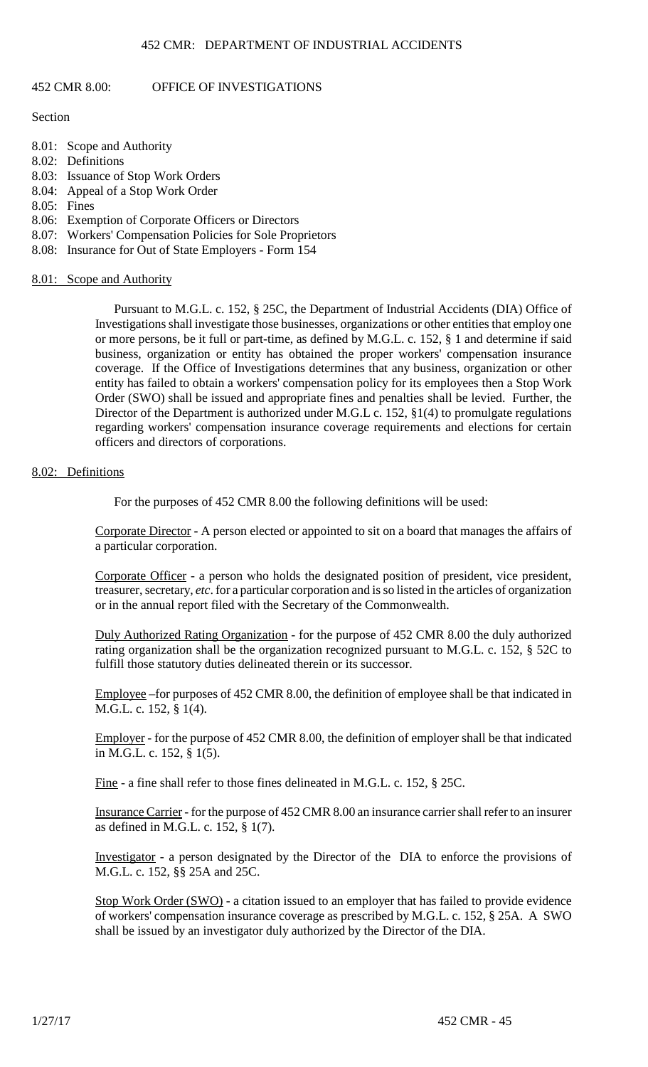## 452 CMR 8.00: OFFICE OF INVESTIGATIONS

Section

- 8.01: Scope and Authority
- 8.02: Definitions
- 8.03: Issuance of Stop Work Orders
- 8.04: Appeal of a Stop Work Order
- 8.05: Fines
- 8.06: Exemption of Corporate Officers or Directors
- 8.07: Workers' Compensation Policies for Sole Proprietors
- 8.08: Insurance for Out of State Employers - Form 154

### 8.01: Scope and Authority

Pursuant to M.G.L. c. 152, § 25C, the Department of Industrial Accidents (DIA) Office of Investigations shall investigate those businesses, organizations or other entities that employ one or more persons, be it full or part-time, as defined by M.G.L. c. 152, § 1 and determine if said business, organization or entity has obtained the proper workers' compensation insurance coverage. If the Office of Investigations determines that any business, organization or other entity has failed to obtain a workers' compensation policy for its employees then a Stop Work Order (SWO) shall be issued and appropriate fines and penalties shall be levied. Further, the Director of the Department is authorized under M.G.L c. 152, §1(4) to promulgate regulations regarding workers' compensation insurance coverage requirements and elections for certain officers and directors of corporations.

### 8.02: Definitions

For the purposes of 452 CMR 8.00 the following definitions will be used:

Corporate Director - A person elected or appointed to sit on a board that manages the affairs of a particular corporation.

Corporate Officer - a person who holds the designated position of president, vice president, treasurer, secretary, *etc*. for a particular corporation and is so listed in the articles of organization or in the annual report filed with the Secretary of the Commonwealth.

Duly Authorized Rating Organization - for the purpose of 452 CMR 8.00 the duly authorized rating organization shall be the organization recognized pursuant to M.G.L. c. 152, § 52C to fulfill those statutory duties delineated therein or its successor.

Employee –for purposes of 452 CMR 8.00, the definition of employee shall be that indicated in M.G.L. c. 152, § 1(4).

Employer - for the purpose of 452 CMR 8.00, the definition of employer shall be that indicated in M.G.L. c. 152, § 1(5).

Fine - a fine shall refer to those fines delineated in M.G.L. c. 152, § 25C.

Insurance Carrier - for the purpose of 452 CMR 8.00 an insurance carrier shall refer to an insurer as defined in M.G.L. c. 152, § 1(7).

Investigator - a person designated by the Director of the DIA to enforce the provisions of M.G.L. c. 152, §§ 25A and 25C.

Stop Work Order (SWO) - a citation issued to an employer that has failed to provide evidence of workers' compensation insurance coverage as prescribed by M.G.L. c. 152, § 25A. A SWO shall be issued by an investigator duly authorized by the Director of the DIA.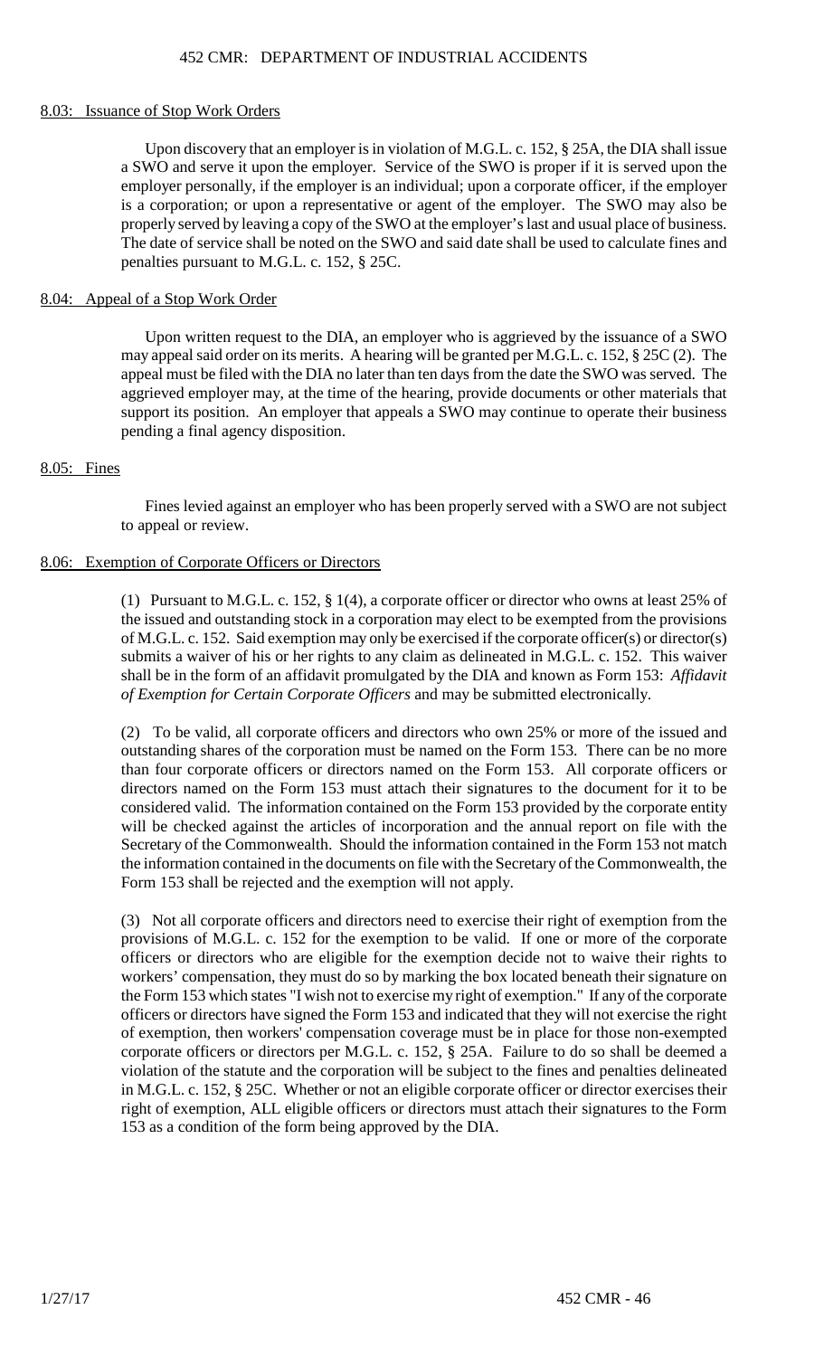### 8.03: Issuance of Stop Work Orders

Upon discovery that an employer is in violation of M.G.L. c. 152, § 25A, the DIA shall issue a SWO and serve it upon the employer. Service of the SWO is proper if it is served upon the employer personally, if the employer is an individual; upon a corporate officer, if the employer is a corporation; or upon a representative or agent of the employer. The SWO may also be properly served by leaving a copy of the SWO at the employer's last and usual place of business. The date of service shall be noted on the SWO and said date shall be used to calculate fines and penalties pursuant to M.G.L. c. 152, § 25C.

### 8.04: Appeal of a Stop Work Order

Upon written request to the DIA, an employer who is aggrieved by the issuance of a SWO may appeal said order on its merits. A hearing will be granted per M.G.L. c. 152, § 25C (2). The appeal must be filed with the DIA no later than ten days from the date the SWO was served. The aggrieved employer may, at the time of the hearing, provide documents or other materials that support its position. An employer that appeals a SWO may continue to operate their business pending a final agency disposition.

### 8.05: Fines

Fines levied against an employer who has been properly served with a SWO are not subject to appeal or review.

### 8.06: Exemption of Corporate Officers or Directors

(1) Pursuant to M.G.L. c. 152, § 1(4), a corporate officer or director who owns at least 25% of the issued and outstanding stock in a corporation may elect to be exempted from the provisions of M.G.L. c. 152. Said exemption may only be exercised if the corporate officer(s) or director(s) submits a waiver of his or her rights to any claim as delineated in M.G.L. c. 152. This waiver shall be in the form of an affidavit promulgated by the DIA and known as Form 153: *Affidavit of Exemption for Certain Corporate Officers* and may be submitted electronically.

(2) To be valid, all corporate officers and directors who own 25% or more of the issued and outstanding shares of the corporation must be named on the Form 153. There can be no more than four corporate officers or directors named on the Form 153. All corporate officers or directors named on the Form 153 must attach their signatures to the document for it to be considered valid. The information contained on the Form 153 provided by the corporate entity will be checked against the articles of incorporation and the annual report on file with the Secretary of the Commonwealth. Should the information contained in the Form 153 not match the information contained in the documents on file with the Secretary of the Commonwealth, the Form 153 shall be rejected and the exemption will not apply.

(3) Not all corporate officers and directors need to exercise their right of exemption from the provisions of M.G.L. c. 152 for the exemption to be valid. If one or more of the corporate officers or directors who are eligible for the exemption decide not to waive their rights to workers' compensation, they must do so by marking the box located beneath their signature on the Form 153 which states "I wish not to exercise my right of exemption." If any of the corporate officers or directors have signed the Form 153 and indicated that they will not exercise the right of exemption, then workers' compensation coverage must be in place for those non-exempted corporate officers or directors per M.G.L. c. 152, § 25A. Failure to do so shall be deemed a violation of the statute and the corporation will be subject to the fines and penalties delineated in M.G.L. c. 152, § 25C. Whether or not an eligible corporate officer or director exercises their right of exemption, ALL eligible officers or directors must attach their signatures to the Form 153 as a condition of the form being approved by the DIA.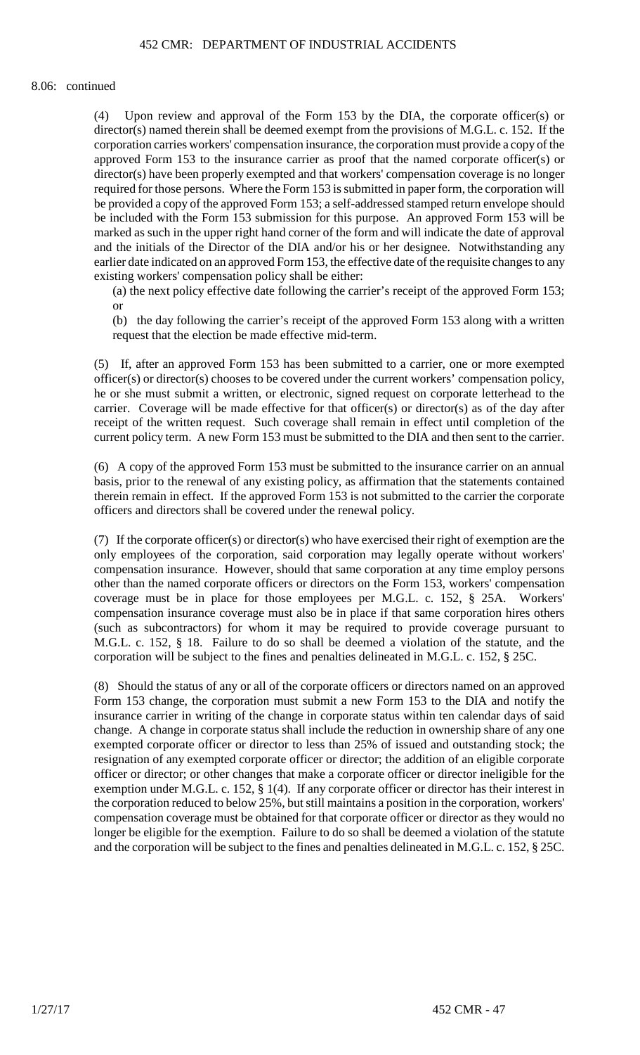8.06: continued

(4) Upon review and approval of the Form 153 by the DIA, the corporate officer(s) or director(s) named therein shall be deemed exempt from the provisions of M.G.L. c. 152. If the corporation carries workers' compensation insurance, the corporation must provide a copy of the approved Form 153 to the insurance carrier as proof that the named corporate officer(s) or director(s) have been properly exempted and that workers' compensation coverage is no longer required for those persons. Where the Form 153 is submitted in paper form, the corporation will be provided a copy of the approved Form 153; a self-addressed stamped return envelope should be included with the Form 153 submission for this purpose. An approved Form 153 will be marked as such in the upper right hand corner of the form and will indicate the date of approval and the initials of the Director of the DIA and/or his or her designee. Notwithstanding any earlier date indicated on an approved Form 153, the effective date of the requisite changes to any existing workers' compensation policy shall be either:

(a) the next policy effective date following the carrier's receipt of the approved Form 153; or

(b) the day following the carrier's receipt of the approved Form 153 along with a written request that the election be made effective mid-term.

(5) If, after an approved Form 153 has been submitted to a carrier, one or more exempted officer(s) or director(s) chooses to be covered under the current workers' compensation policy, he or she must submit a written, or electronic, signed request on corporate letterhead to the carrier. Coverage will be made effective for that officer(s) or director(s) as of the day after receipt of the written request. Such coverage shall remain in effect until completion of the current policy term. A new Form 153 must be submitted to the DIA and then sent to the carrier.

(6) A copy of the approved Form 153 must be submitted to the insurance carrier on an annual basis, prior to the renewal of any existing policy, as affirmation that the statements contained therein remain in effect. If the approved Form 153 is not submitted to the carrier the corporate officers and directors shall be covered under the renewal policy.

(7) If the corporate officer(s) or director(s) who have exercised their right of exemption are the only employees of the corporation, said corporation may legally operate without workers' compensation insurance. However, should that same corporation at any time employ persons other than the named corporate officers or directors on the Form 153, workers' compensation coverage must be in place for those employees per M.G.L. c. 152, § 25A. Workers' compensation insurance coverage must also be in place if that same corporation hires others (such as subcontractors) for whom it may be required to provide coverage pursuant to M.G.L. c. 152, § 18. Failure to do so shall be deemed a violation of the statute, and the corporation will be subject to the fines and penalties delineated in M.G.L. c. 152, § 25C.

(8) Should the status of any or all of the corporate officers or directors named on an approved Form 153 change, the corporation must submit a new Form 153 to the DIA and notify the insurance carrier in writing of the change in corporate status within ten calendar days of said change. A change in corporate status shall include the reduction in ownership share of any one exempted corporate officer or director to less than 25% of issued and outstanding stock; the resignation of any exempted corporate officer or director; the addition of an eligible corporate officer or director; or other changes that make a corporate officer or director ineligible for the exemption under M.G.L. c. 152, § 1(4). If any corporate officer or director has their interest in the corporation reduced to below 25%, but still maintains a position in the corporation, workers' compensation coverage must be obtained for that corporate officer or director as they would no longer be eligible for the exemption. Failure to do so shall be deemed a violation of the statute and the corporation will be subject to the fines and penalties delineated in M.G.L. c. 152, § 25C.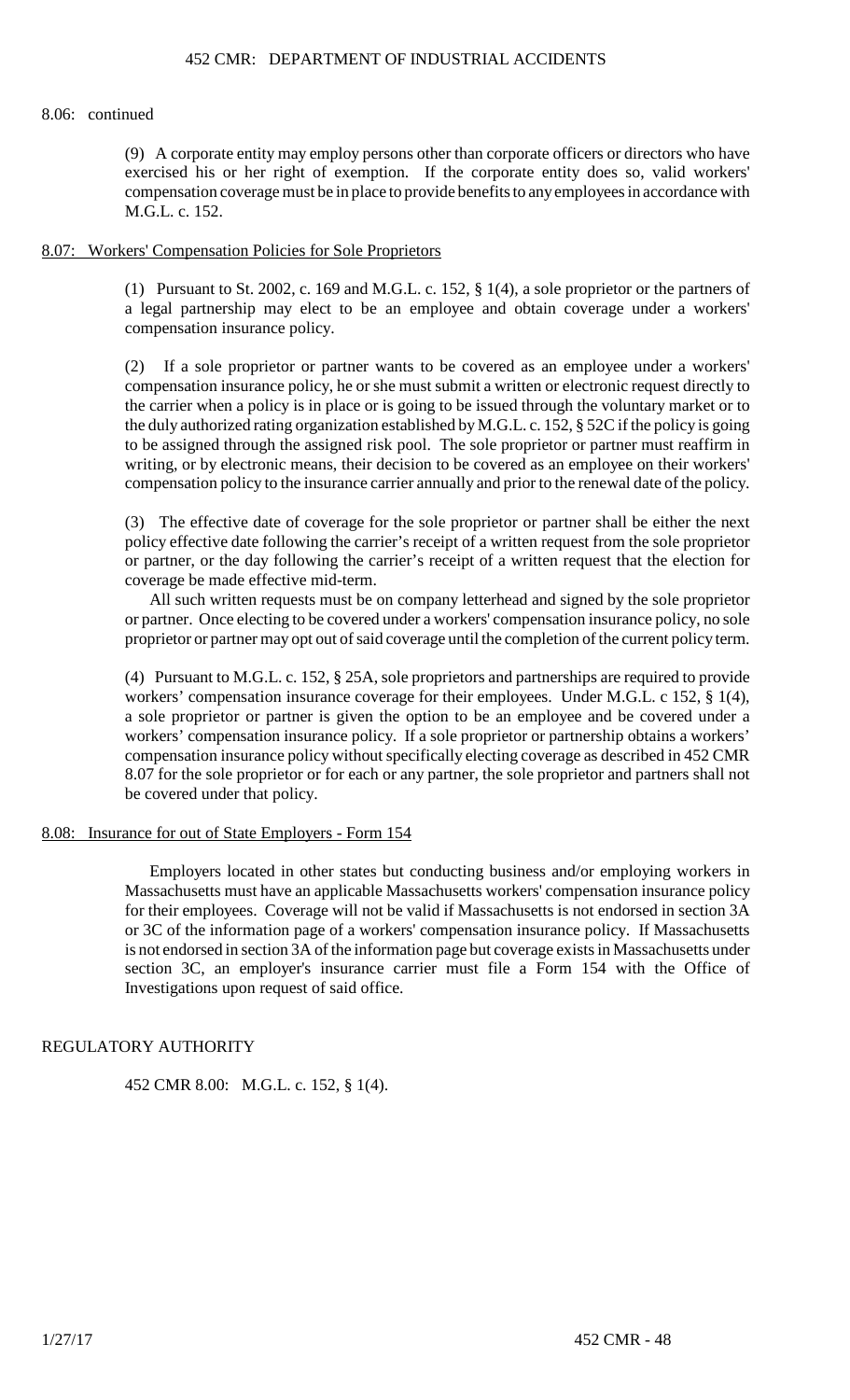8.06: continued

(9) A corporate entity may employ persons other than corporate officers or directors who have exercised his or her right of exemption. If the corporate entity does so, valid workers' compensation coverage must be in place to provide benefits to any employees in accordance with M.G.L. c. 152.

## 8.07: Workers' Compensation Policies for Sole Proprietors

(1) Pursuant to St. 2002, c. 169 and M.G.L. c. 152, § 1(4), a sole proprietor or the partners of a legal partnership may elect to be an employee and obtain coverage under a workers' compensation insurance policy.

(2) If a sole proprietor or partner wants to be covered as an employee under a workers' compensation insurance policy, he or she must submit a written or electronic request directly to the carrier when a policy is in place or is going to be issued through the voluntary market or to the duly authorized rating organization established by M.G.L. c. 152, § 52C if the policy is going to be assigned through the assigned risk pool. The sole proprietor or partner must reaffirm in writing, or by electronic means, their decision to be covered as an employee on their workers' compensation policy to the insurance carrier annually and prior to the renewal date of the policy.

(3) The effective date of coverage for the sole proprietor or partner shall be either the next policy effective date following the carrier's receipt of a written request from the sole proprietor or partner, or the day following the carrier's receipt of a written request that the election for coverage be made effective mid-term.

All such written requests must be on company letterhead and signed by the sole proprietor or partner. Once electing to be covered under a workers' compensation insurance policy, no sole proprietor or partner may opt out of said coverage until the completion of the current policy term.

(4) Pursuant to M.G.L. c. 152, § 25A, sole proprietors and partnerships are required to provide workers' compensation insurance coverage for their employees. Under M.G.L. c 152, § 1(4), a sole proprietor or partner is given the option to be an employee and be covered under a workers' compensation insurance policy. If a sole proprietor or partnership obtains a workers' compensation insurance policy without specifically electing coverage as described in 452 CMR 8.07 for the sole proprietor or for each or any partner, the sole proprietor and partners shall not be covered under that policy.

## 8.08: Insurance for out of State Employers - Form 154

Employers located in other states but conducting business and/or employing workers in Massachusetts must have an applicable Massachusetts workers' compensation insurance policy for their employees. Coverage will not be valid if Massachusetts is not endorsed in section 3A or 3C of the information page of a workers' compensation insurance policy. If Massachusetts is not endorsed in section 3A of the information page but coverage exists in Massachusetts under section 3C, an employer's insurance carrier must file a Form 154 with the Office of Investigations upon request of said office.

## REGULATORY AUTHORITY

452 CMR 8.00: M.G.L. c. 152, § 1(4).